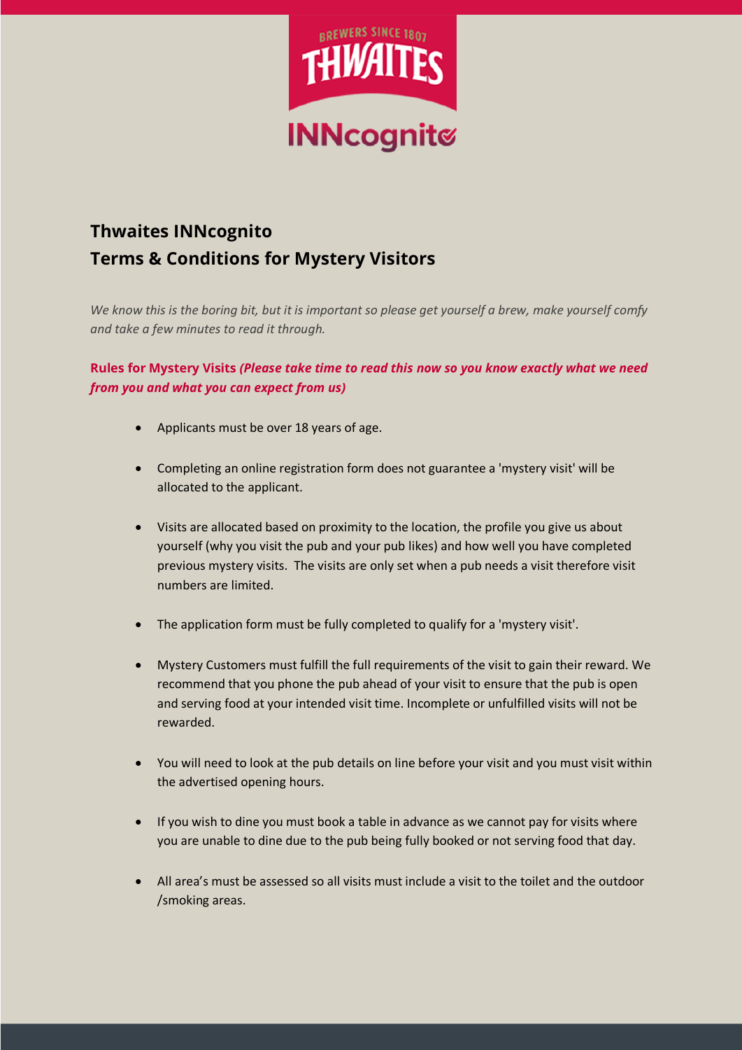# Thwaites INNcognito
# Terms & Conditions for Mystery Visitors

*We know this is the boring bit, but it is important so please get yourself a brew, make yourself comfy and take a few minutes to read it through.*

**Rules for Mystery Visits** ***(Please take time to read this now so you know exactly what we need from you and what you can expect from us)***

- Applicants must be over 18 years of age.
- Completing an online registration form does not guarantee a 'mystery visit' will be allocated to the applicant.
- Visits are allocated based on proximity to the location, the profile you give us about yourself (why you visit the pub and your pub likes) and how well you have completed previous mystery visits. The visits are only set when a pub needs a visit therefore visit numbers are limited.
- The application form must be fully completed to qualify for a 'mystery visit'.
- Mystery Customers must fulfill the full requirements of the visit to gain their reward. We recommend that you phone the pub ahead of your visit to ensure that the pub is open and serving food at your intended visit time. Incomplete or unfulfilled visits will not be rewarded.
- You will need to look at the pub details on line before your visit and you must visit within the advertised opening hours.
- If you wish to dine you must book a table in advance as we cannot pay for visits where you are unable to dine due to the pub being fully booked or not serving food that day.
- All area's must be assessed so all visits must include a visit to the toilet and the outdoor /smoking areas.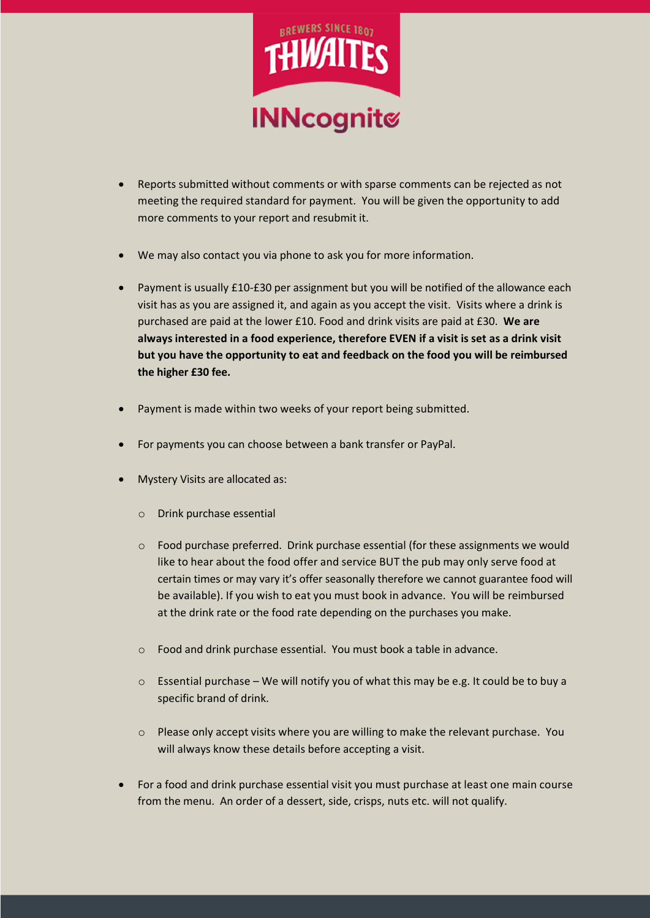- Reports submitted without comments or with sparse comments can be rejected as not meeting the required standard for payment. You will be given the opportunity to add more comments to your report and resubmit it.

- We may also contact you via phone to ask you for more information.

- Payment is usually £10-£30 per assignment but you will be notified of the allowance each visit has as you are assigned it, and again as you accept the visit. Visits where a drink is purchased are paid at the lower £10. Food and drink visits are paid at £30. **We are always interested in a food experience, therefore EVEN if a visit is set as a drink visit but you have the opportunity to eat and feedback on the food you will be reimbursed the higher £30 fee.**

- Payment is made within two weeks of your report being submitted.

- For payments you can choose between a bank transfer or PayPal.

- Mystery Visits are allocated as:

  - Drink purchase essential

  - Food purchase preferred. Drink purchase essential (for these assignments we would like to hear about the food offer and service BUT the pub may only serve food at certain times or may vary it's offer seasonally therefore we cannot guarantee food will be available). If you wish to eat you must book in advance. You will be reimbursed at the drink rate or the food rate depending on the purchases you make.

  - Food and drink purchase essential. You must book a table in advance.

  - Essential purchase – We will notify you of what this may be e.g. It could be to buy a specific brand of drink.

  - Please only accept visits where you are willing to make the relevant purchase. You will always know these details before accepting a visit.

- For a food and drink purchase essential visit you must purchase at least one main course from the menu. An order of a dessert, side, crisps, nuts etc. will not qualify.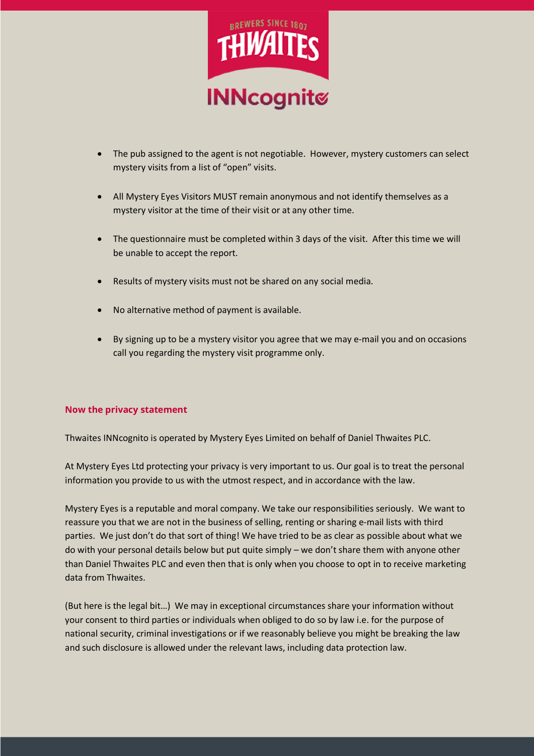- The pub assigned to the agent is not negotiable. However, mystery customers can select mystery visits from a list of "open" visits.
- All Mystery Eyes Visitors MUST remain anonymous and not identify themselves as a mystery visitor at the time of their visit or at any other time.
- The questionnaire must be completed within 3 days of the visit. After this time we will be unable to accept the report.
- Results of mystery visits must not be shared on any social media.
- No alternative method of payment is available.
- By signing up to be a mystery visitor you agree that we may e-mail you and on occasions call you regarding the mystery visit programme only.

## Now the privacy statement

Thwaites INNcognito is operated by Mystery Eyes Limited on behalf of Daniel Thwaites PLC.

At Mystery Eyes Ltd protecting your privacy is very important to us. Our goal is to treat the personal information you provide to us with the utmost respect, and in accordance with the law.

Mystery Eyes is a reputable and moral company. We take our responsibilities seriously. We want to reassure you that we are not in the business of selling, renting or sharing e-mail lists with third parties. We just don't do that sort of thing! We have tried to be as clear as possible about what we do with your personal details below but put quite simply – we don't share them with anyone other than Daniel Thwaites PLC and even then that is only when you choose to opt in to receive marketing data from Thwaites.

(But here is the legal bit…) We may in exceptional circumstances share your information without your consent to third parties or individuals when obliged to do so by law i.e. for the purpose of national security, criminal investigations or if we reasonably believe you might be breaking the law and such disclosure is allowed under the relevant laws, including data protection law.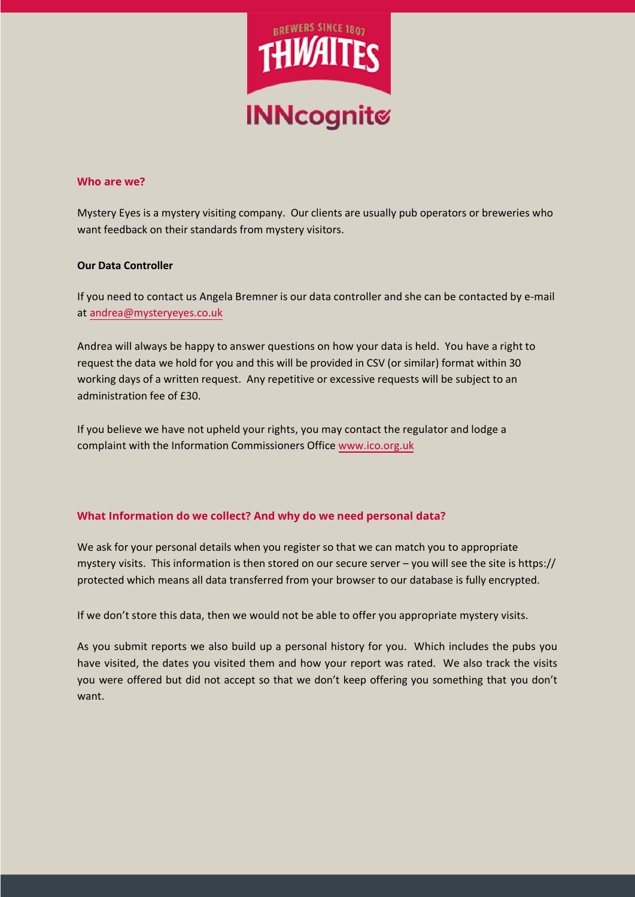## Who are we?

Mystery Eyes is a mystery visiting company. Our clients are usually pub operators or breweries who want feedback on their standards from mystery visitors.

**Our Data Controller**

If you need to contact us Angela Bremner is our data controller and she can be contacted by e-mail at andrea@mysteryeyes.co.uk

Andrea will always be happy to answer questions on how your data is held. You have a right to request the data we hold for you and this will be provided in CSV (or similar) format within 30 working days of a written request. Any repetitive or excessive requests will be subject to an administration fee of £30.

If you believe we have not upheld your rights, you may contact the regulator and lodge a complaint with the Information Commissioners Office www.ico.org.uk

## What Information do we collect? And why do we need personal data?

We ask for your personal details when you register so that we can match you to appropriate mystery visits. This information is then stored on our secure server – you will see the site is https:// protected which means all data transferred from your browser to our database is fully encrypted.

If we don't store this data, then we would not be able to offer you appropriate mystery visits.

As you submit reports we also build up a personal history for you. Which includes the pubs you have visited, the dates you visited them and how your report was rated. We also track the visits you were offered but did not accept so that we don't keep offering you something that you don't want.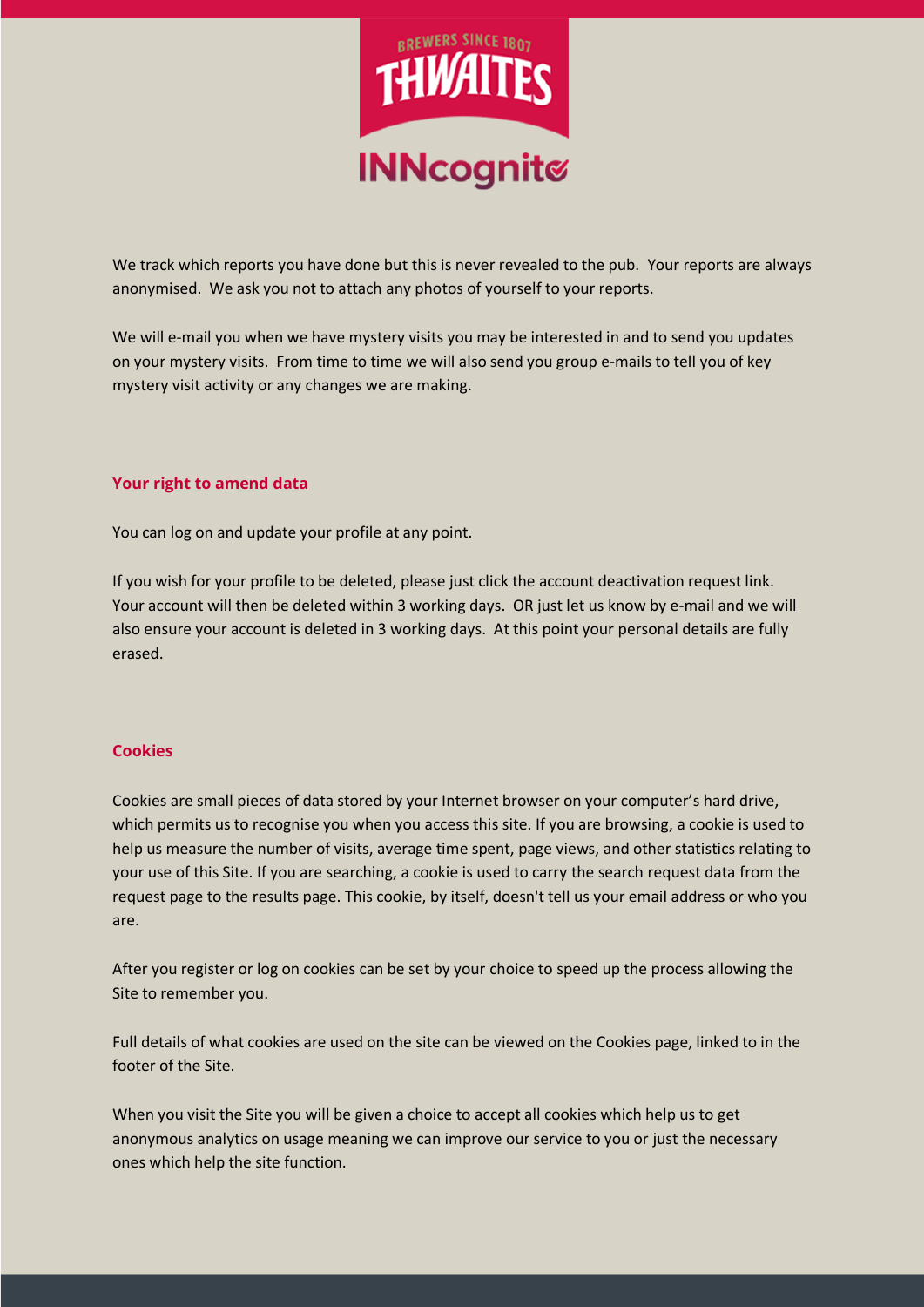We track which reports you have done but this is never revealed to the pub. Your reports are always anonymised. We ask you not to attach any photos of yourself to your reports.

We will e-mail you when we have mystery visits you may be interested in and to send you updates on your mystery visits. From time to time we will also send you group e-mails to tell you of key mystery visit activity or any changes we are making.

## Your right to amend data

You can log on and update your profile at any point.

If you wish for your profile to be deleted, please just click the account deactivation request link. Your account will then be deleted within 3 working days. OR just let us know by e-mail and we will also ensure your account is deleted in 3 working days. At this point your personal details are fully erased.

## Cookies

Cookies are small pieces of data stored by your Internet browser on your computer's hard drive, which permits us to recognise you when you access this site. If you are browsing, a cookie is used to help us measure the number of visits, average time spent, page views, and other statistics relating to your use of this Site. If you are searching, a cookie is used to carry the search request data from the request page to the results page. This cookie, by itself, doesn't tell us your email address or who you are.

After you register or log on cookies can be set by your choice to speed up the process allowing the Site to remember you.

Full details of what cookies are used on the site can be viewed on the Cookies page, linked to in the footer of the Site.

When you visit the Site you will be given a choice to accept all cookies which help us to get anonymous analytics on usage meaning we can improve our service to you or just the necessary ones which help the site function.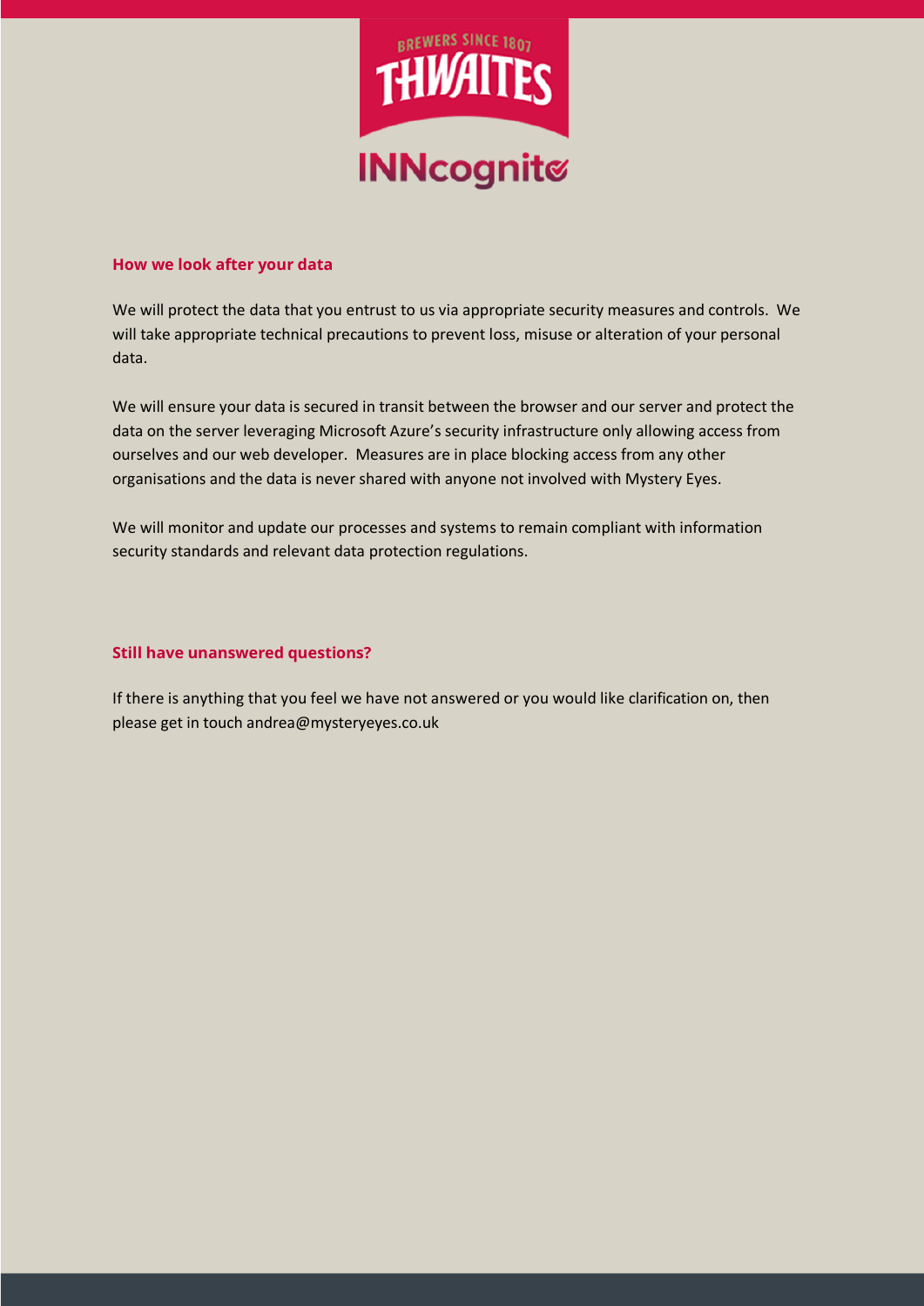## How we look after your data

We will protect the data that you entrust to us via appropriate security measures and controls. We will take appropriate technical precautions to prevent loss, misuse or alteration of your personal data.

We will ensure your data is secured in transit between the browser and our server and protect the data on the server leveraging Microsoft Azure's security infrastructure only allowing access from ourselves and our web developer. Measures are in place blocking access from any other organisations and the data is never shared with anyone not involved with Mystery Eyes.

We will monitor and update our processes and systems to remain compliant with information security standards and relevant data protection regulations.

## Still have unanswered questions?

If there is anything that you feel we have not answered or you would like clarification on, then please get in touch andrea@mysteryeyes.co.uk